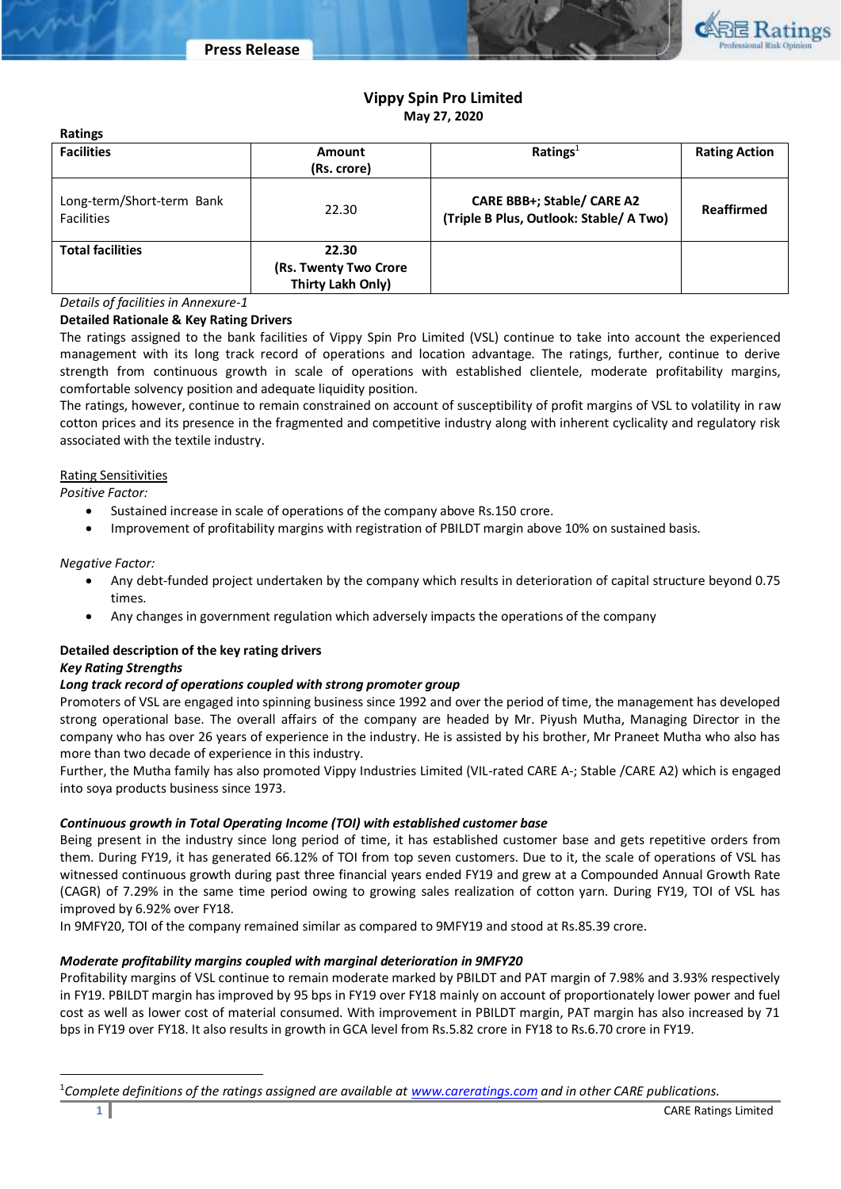# Vippy Spin Pro Limited

**May 27, 2020**

**Ratings**

| Facilities | Amount (Rs. crore) | Ratings[1] | Rating Action |
|---|---|---|---|
| Long-term/Short-term Bank Facilities | 22.30 | **CARE BBB+; Stable/ CARE A2 (Triple B Plus, Outlook: Stable/ A Two)** | **Reaffirmed** |
| **Total facilities** | **22.30 (Rs. Twenty Two Crore Thirty Lakh Only)** | | |

*Details of facilities in Annexure-1*

**Detailed Rationale & Key Rating Drivers**

The ratings assigned to the bank facilities of Vippy Spin Pro Limited (VSL) continue to take into account the experienced management with its long track record of operations and location advantage. The ratings, further, continue to derive strength from continuous growth in scale of operations with established clientele, moderate profitability margins, comfortable solvency position and adequate liquidity position.

The ratings, however, continue to remain constrained on account of susceptibility of profit margins of VSL to volatility in raw cotton prices and its presence in the fragmented and competitive industry along with inherent cyclicality and regulatory risk associated with the textile industry.

Rating Sensitivities

*Positive Factor:*

- Sustained increase in scale of operations of the company above Rs.150 crore.
- Improvement of profitability margins with registration of PBILDT margin above 10% on sustained basis.

*Negative Factor:*

- Any debt-funded project undertaken by the company which results in deterioration of capital structure beyond 0.75 times.
- Any changes in government regulation which adversely impacts the operations of the company

**Detailed description of the key rating drivers**

***Key Rating Strengths***

***Long track record of operations coupled with strong promoter group***

Promoters of VSL are engaged into spinning business since 1992 and over the period of time, the management has developed strong operational base. The overall affairs of the company are headed by Mr. Piyush Mutha, Managing Director in the company who has over 26 years of experience in the industry. He is assisted by his brother, Mr Praneet Mutha who also has more than two decade of experience in this industry.

Further, the Mutha family has also promoted Vippy Industries Limited (VIL-rated CARE A-; Stable /CARE A2) which is engaged into soya products business since 1973.

***Continuous growth in Total Operating Income (TOI) with established customer base***

Being present in the industry since long period of time, it has established customer base and gets repetitive orders from them. During FY19, it has generated 66.12% of TOI from top seven customers. Due to it, the scale of operations of VSL has witnessed continuous growth during past three financial years ended FY19 and grew at a Compounded Annual Growth Rate (CAGR) of 7.29% in the same time period owing to growing sales realization of cotton yarn. During FY19, TOI of VSL has improved by 6.92% over FY18.

In 9MFY20, TOI of the company remained similar as compared to 9MFY19 and stood at Rs.85.39 crore.

***Moderate profitability margins coupled with marginal deterioration in 9MFY20***

Profitability margins of VSL continue to remain moderate marked by PBILDT and PAT margin of 7.98% and 3.93% respectively in FY19. PBILDT margin has improved by 95 bps in FY19 over FY18 mainly on account of proportionately lower power and fuel cost as well as lower cost of material consumed. With improvement in PBILDT margin, PAT margin has also increased by 71 bps in FY19 over FY18. It also results in growth in GCA level from Rs.5.82 crore in FY18 to Rs.6.70 crore in FY19.

[1] *Complete definitions of the ratings assigned are available at www.careratings.com and in other CARE publications.*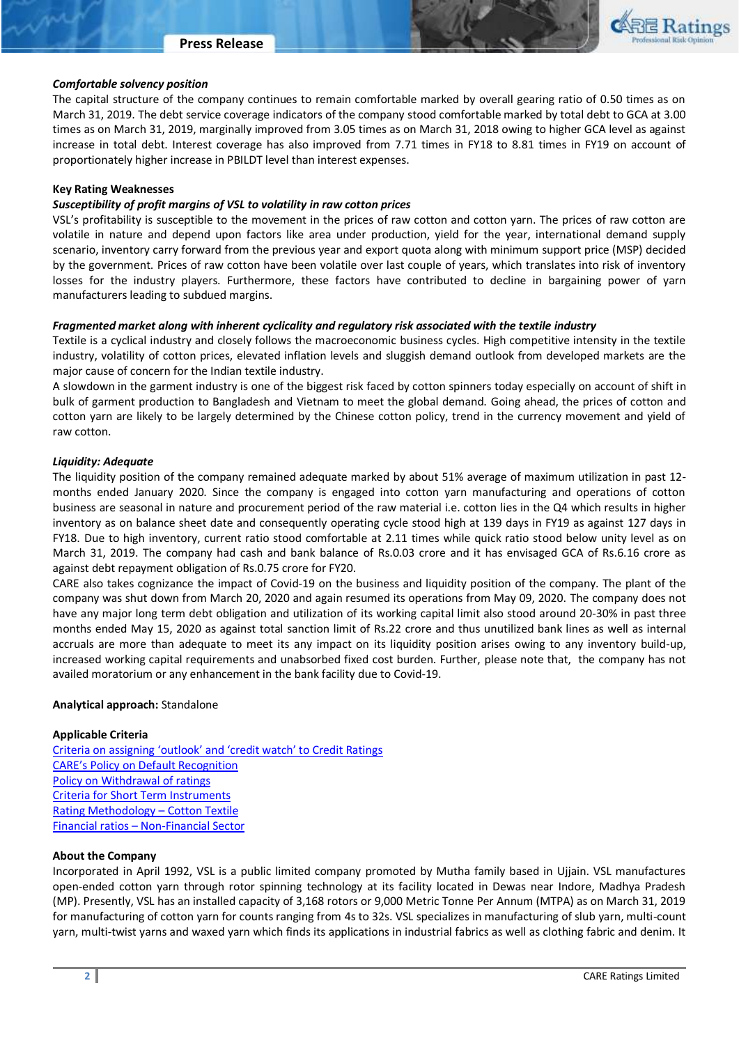***Comfortable solvency position***

The capital structure of the company continues to remain comfortable marked by overall gearing ratio of 0.50 times as on March 31, 2019. The debt service coverage indicators of the company stood comfortable marked by total debt to GCA at 3.00 times as on March 31, 2019, marginally improved from 3.05 times as on March 31, 2018 owing to higher GCA level as against increase in total debt. Interest coverage has also improved from 7.71 times in FY18 to 8.81 times in FY19 on account of proportionately higher increase in PBILDT level than interest expenses.

**Key Rating Weaknesses**

***Susceptibility of profit margins of VSL to volatility in raw cotton prices***

VSL's profitability is susceptible to the movement in the prices of raw cotton and cotton yarn. The prices of raw cotton are volatile in nature and depend upon factors like area under production, yield for the year, international demand supply scenario, inventory carry forward from the previous year and export quota along with minimum support price (MSP) decided by the government. Prices of raw cotton have been volatile over last couple of years, which translates into risk of inventory losses for the industry players. Furthermore, these factors have contributed to decline in bargaining power of yarn manufacturers leading to subdued margins.

***Fragmented market along with inherent cyclicality and regulatory risk associated with the textile industry***

Textile is a cyclical industry and closely follows the macroeconomic business cycles. High competitive intensity in the textile industry, volatility of cotton prices, elevated inflation levels and sluggish demand outlook from developed markets are the major cause of concern for the Indian textile industry.

A slowdown in the garment industry is one of the biggest risk faced by cotton spinners today especially on account of shift in bulk of garment production to Bangladesh and Vietnam to meet the global demand. Going ahead, the prices of cotton and cotton yarn are likely to be largely determined by the Chinese cotton policy, trend in the currency movement and yield of raw cotton.

***Liquidity: Adequate***

The liquidity position of the company remained adequate marked by about 51% average of maximum utilization in past 12-months ended January 2020. Since the company is engaged into cotton yarn manufacturing and operations of cotton business are seasonal in nature and procurement period of the raw material i.e. cotton lies in the Q4 which results in higher inventory as on balance sheet date and consequently operating cycle stood high at 139 days in FY19 as against 127 days in FY18. Due to high inventory, current ratio stood comfortable at 2.11 times while quick ratio stood below unity level as on March 31, 2019. The company had cash and bank balance of Rs.0.03 crore and it has envisaged GCA of Rs.6.16 crore as against debt repayment obligation of Rs.0.75 crore for FY20.

CARE also takes cognizance the impact of Covid-19 on the business and liquidity position of the company. The plant of the company was shut down from March 20, 2020 and again resumed its operations from May 09, 2020. The company does not have any major long term debt obligation and utilization of its working capital limit also stood around 20-30% in past three months ended May 15, 2020 as against total sanction limit of Rs.22 crore and thus unutilized bank lines as well as internal accruals are more than adequate to meet its any impact on its liquidity position arises owing to any inventory build-up, increased working capital requirements and unabsorbed fixed cost burden. Further, please note that, the company has not availed moratorium or any enhancement in the bank facility due to Covid-19.

**Analytical approach:** Standalone

**Applicable Criteria**

[Criteria on assigning 'outlook' and 'credit watch' to Credit Ratings](#)
[CARE's Policy on Default Recognition](#)
[Policy on Withdrawal of ratings](#)
[Criteria for Short Term Instruments](#)
[Rating Methodology – Cotton Textile](#)
[Financial ratios – Non-Financial Sector](#)

**About the Company**

Incorporated in April 1992, VSL is a public limited company promoted by Mutha family based in Ujjain. VSL manufactures open-ended cotton yarn through rotor spinning technology at its facility located in Dewas near Indore, Madhya Pradesh (MP). Presently, VSL has an installed capacity of 3,168 rotors or 9,000 Metric Tonne Per Annum (MTPA) as on March 31, 2019 for manufacturing of cotton yarn for counts ranging from 4s to 32s. VSL specializes in manufacturing of slub yarn, multi-count yarn, multi-twist yarns and waxed yarn which finds its applications in industrial fabrics as well as clothing fabric and denim. It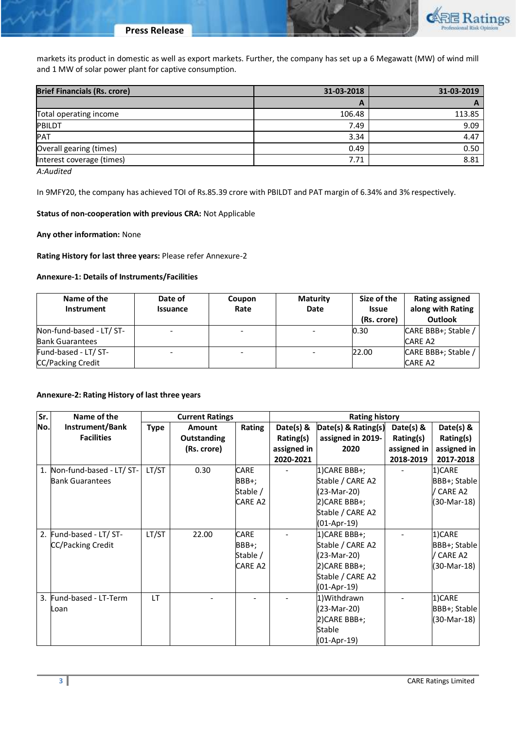markets its product in domestic as well as export markets. Further, the company has set up a 6 Megawatt (MW) of wind mill and 1 MW of solar power plant for captive consumption.

| Brief Financials (Rs. crore) | 31-03-2018 | 31-03-2019 |
|---|---|---|
| | A | A |
| Total operating income | 106.48 | 113.85 |
| PBILDT | 7.49 | 9.09 |
| PAT | 3.34 | 4.47 |
| Overall gearing (times) | 0.49 | 0.50 |
| Interest coverage (times) | 7.71 | 8.81 |

*A:Audited*

In 9MFY20, the company has achieved TOI of Rs.85.39 crore with PBILDT and PAT margin of 6.34% and 3% respectively.

**Status of non-cooperation with previous CRA:** Not Applicable

**Any other information:** None

**Rating History for last three years:** Please refer Annexure-2

**Annexure-1: Details of Instruments/Facilities**

| Name of the Instrument | Date of Issuance | Coupon Rate | Maturity Date | Size of the Issue (Rs. crore) | Rating assigned along with Rating Outlook |
|---|---|---|---|---|---|
| Non-fund-based - LT/ ST-Bank Guarantees | - | - | - | 0.30 | CARE BBB+; Stable / CARE A2 |
| Fund-based - LT/ ST-CC/Packing Credit | - | - | - | 22.00 | CARE BBB+; Stable / CARE A2 |

**Annexure-2: Rating History of last three years**

| Sr. No. | Name of the Instrument/Bank Facilities | Current Ratings | | | Rating history | | | |
|---|---|---|---|---|---|---|---|---|
| | | Type | Amount Outstanding (Rs. crore) | Rating | Date(s) & Rating(s) assigned in 2020-2021 | Date(s) & Rating(s) assigned in 2019-2020 | Date(s) & Rating(s) assigned in 2018-2019 | Date(s) & Rating(s) assigned in 2017-2018 |
| 1. | Non-fund-based - LT/ ST-Bank Guarantees | LT/ST | 0.30 | CARE BBB+; Stable / CARE A2 | - | 1)CARE BBB+; Stable / CARE A2 (23-Mar-20)<br>2)CARE BBB+; Stable / CARE A2 (01-Apr-19) | - | 1)CARE BBB+; Stable / CARE A2 (30-Mar-18) |
| 2. | Fund-based - LT/ ST-CC/Packing Credit | LT/ST | 22.00 | CARE BBB+; Stable / CARE A2 | - | 1)CARE BBB+; Stable / CARE A2 (23-Mar-20)<br>2)CARE BBB+; Stable / CARE A2 (01-Apr-19) | - | 1)CARE BBB+; Stable / CARE A2 (30-Mar-18) |
| 3. | Fund-based - LT-Term Loan | LT | - | - | - | 1)Withdrawn (23-Mar-20)<br>2)CARE BBB+; Stable (01-Apr-19) | - | 1)CARE BBB+; Stable (30-Mar-18) |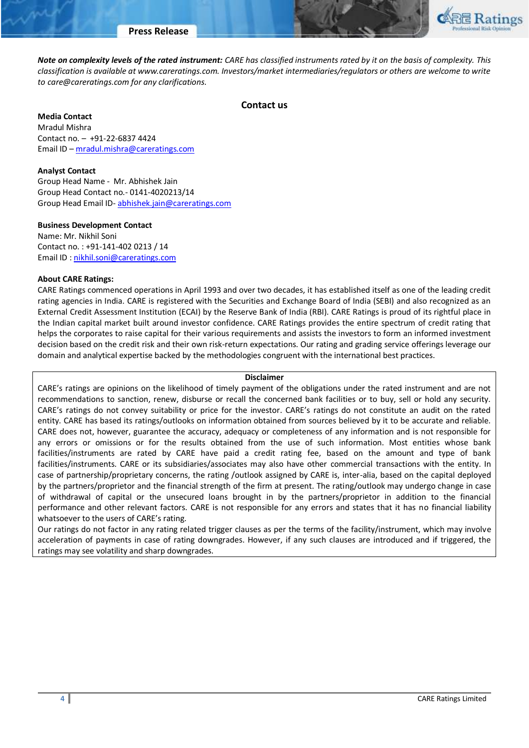***Note on complexity levels of the rated instrument:*** *CARE has classified instruments rated by it on the basis of complexity. This classification is available at www.careratings.com. Investors/market intermediaries/regulators or others are welcome to write to care@careratings.com for any clarifications.*

## Contact us

**Media Contact**
Mradul Mishra
Contact no. – +91-22-6837 4424
Email ID – mradul.mishra@careratings.com

**Analyst Contact**
Group Head Name - Mr. Abhishek Jain
Group Head Contact no.- 0141-4020213/14
Group Head Email ID- abhishek.jain@careratings.com

**Business Development Contact**
Name: Mr. Nikhil Soni
Contact no. : +91-141-402 0213 / 14
Email ID : nikhil.soni@careratings.com

**About CARE Ratings:**
CARE Ratings commenced operations in April 1993 and over two decades, it has established itself as one of the leading credit rating agencies in India. CARE is registered with the Securities and Exchange Board of India (SEBI) and also recognized as an External Credit Assessment Institution (ECAI) by the Reserve Bank of India (RBI). CARE Ratings is proud of its rightful place in the Indian capital market built around investor confidence. CARE Ratings provides the entire spectrum of credit rating that helps the corporates to raise capital for their various requirements and assists the investors to form an informed investment decision based on the credit risk and their own risk-return expectations. Our rating and grading service offerings leverage our domain and analytical expertise backed by the methodologies congruent with the international best practices.

**Disclaimer**

CARE's ratings are opinions on the likelihood of timely payment of the obligations under the rated instrument and are not recommendations to sanction, renew, disburse or recall the concerned bank facilities or to buy, sell or hold any security. CARE's ratings do not convey suitability or price for the investor. CARE's ratings do not constitute an audit on the rated entity. CARE has based its ratings/outlooks on information obtained from sources believed by it to be accurate and reliable. CARE does not, however, guarantee the accuracy, adequacy or completeness of any information and is not responsible for any errors or omissions or for the results obtained from the use of such information. Most entities whose bank facilities/instruments are rated by CARE have paid a credit rating fee, based on the amount and type of bank facilities/instruments. CARE or its subsidiaries/associates may also have other commercial transactions with the entity. In case of partnership/proprietary concerns, the rating /outlook assigned by CARE is, inter-alia, based on the capital deployed by the partners/proprietor and the financial strength of the firm at present. The rating/outlook may undergo change in case of withdrawal of capital or the unsecured loans brought in by the partners/proprietor in addition to the financial performance and other relevant factors. CARE is not responsible for any errors and states that it has no financial liability whatsoever to the users of CARE's rating.
Our ratings do not factor in any rating related trigger clauses as per the terms of the facility/instrument, which may involve acceleration of payments in case of rating downgrades. However, if any such clauses are introduced and if triggered, the ratings may see volatility and sharp downgrades.